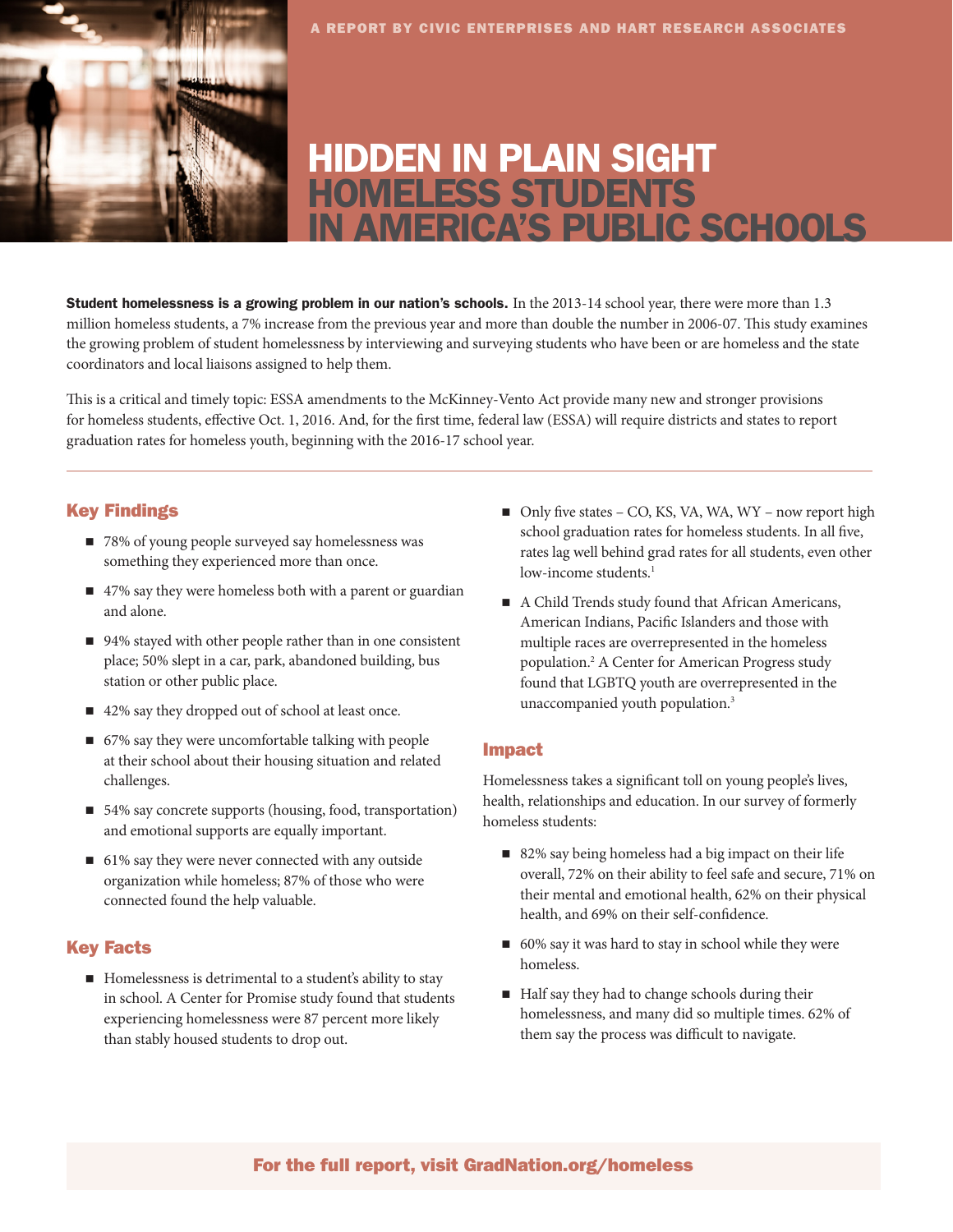A REPORT BY CIVIC ENTERPRISES AND HART RESEARCH ASSOCIATES

# HIDDEN IN PLAIN SIGHT
# HOMELESS STUDENTS IN AMERICA'S PUBLIC SCHOOLS

**Student homelessness is a growing problem in our nation's schools.** In the 2013-14 school year, there were more than 1.3 million homeless students, a 7% increase from the previous year and more than double the number in 2006-07. This study examines the growing problem of student homelessness by interviewing and surveying students who have been or are homeless and the state coordinators and local liaisons assigned to help them.

This is a critical and timely topic: ESSA amendments to the McKinney-Vento Act provide many new and stronger provisions for homeless students, effective Oct. 1, 2016. And, for the first time, federal law (ESSA) will require districts and states to report graduation rates for homeless youth, beginning with the 2016-17 school year.

---

## Key Findings

- 78% of young people surveyed say homelessness was something they experienced more than once.
- 47% say they were homeless both with a parent or guardian and alone.
- 94% stayed with other people rather than in one consistent place; 50% slept in a car, park, abandoned building, bus station or other public place.
- 42% say they dropped out of school at least once.
- 67% say they were uncomfortable talking with people at their school about their housing situation and related challenges.
- 54% say concrete supports (housing, food, transportation) and emotional supports are equally important.
- 61% say they were never connected with any outside organization while homeless; 87% of those who were connected found the help valuable.

## Key Facts

- Homelessness is detrimental to a student's ability to stay in school. A Center for Promise study found that students experiencing homelessness were 87 percent more likely than stably housed students to drop out.
- Only five states – CO, KS, VA, WA, WY – now report high school graduation rates for homeless students. In all five, rates lag well behind grad rates for all students, even other low-income students.[1]
- A Child Trends study found that African Americans, American Indians, Pacific Islanders and those with multiple races are overrepresented in the homeless population.[2] A Center for American Progress study found that LGBTQ youth are overrepresented in the unaccompanied youth population.[3]

## Impact

Homelessness takes a significant toll on young people's lives, health, relationships and education. In our survey of formerly homeless students:

- 82% say being homeless had a big impact on their life overall, 72% on their ability to feel safe and secure, 71% on their mental and emotional health, 62% on their physical health, and 69% on their self-confidence.
- 60% say it was hard to stay in school while they were homeless.
- Half say they had to change schools during their homelessness, and many did so multiple times. 62% of them say the process was difficult to navigate.

**For the full report, visit GradNation.org/homeless**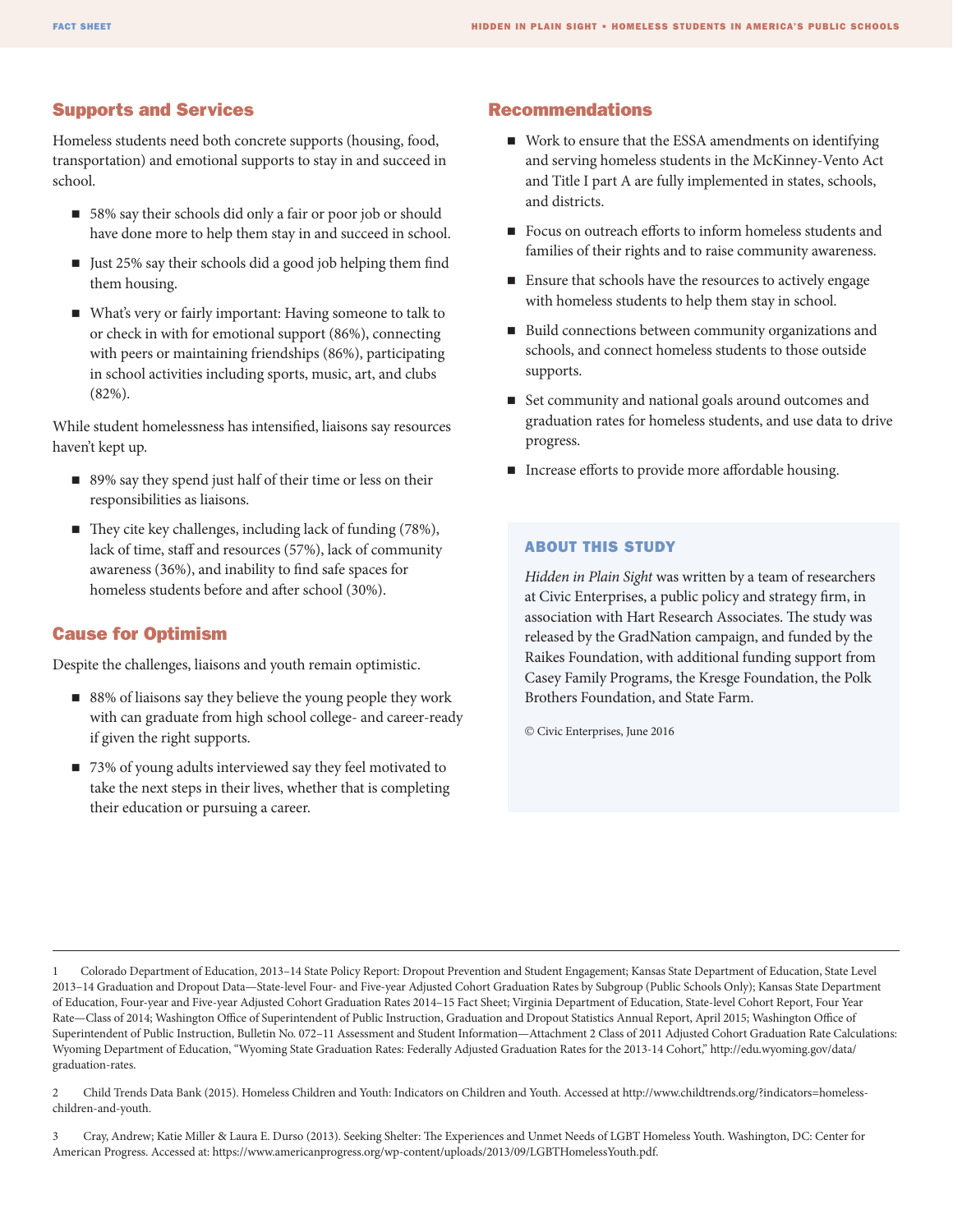## Supports and Services

Homeless students need both concrete supports (housing, food, transportation) and emotional supports to stay in and succeed in school.

- 58% say their schools did only a fair or poor job or should have done more to help them stay in and succeed in school.
- Just 25% say their schools did a good job helping them find them housing.
- What's very or fairly important: Having someone to talk to or check in with for emotional support (86%), connecting with peers or maintaining friendships (86%), participating in school activities including sports, music, art, and clubs (82%).

While student homelessness has intensified, liaisons say resources haven't kept up.

- 89% say they spend just half of their time or less on their responsibilities as liaisons.
- They cite key challenges, including lack of funding (78%), lack of time, staff and resources (57%), lack of community awareness (36%), and inability to find safe spaces for homeless students before and after school (30%).

## Cause for Optimism

Despite the challenges, liaisons and youth remain optimistic.

- 88% of liaisons say they believe the young people they work with can graduate from high school college- and career-ready if given the right supports.
- 73% of young adults interviewed say they feel motivated to take the next steps in their lives, whether that is completing their education or pursuing a career.

## Recommendations

- Work to ensure that the ESSA amendments on identifying and serving homeless students in the McKinney-Vento Act and Title I part A are fully implemented in states, schools, and districts.
- Focus on outreach efforts to inform homeless students and families of their rights and to raise community awareness.
- Ensure that schools have the resources to actively engage with homeless students to help them stay in school.
- Build connections between community organizations and schools, and connect homeless students to those outside supports.
- Set community and national goals around outcomes and graduation rates for homeless students, and use data to drive progress.
- Increase efforts to provide more affordable housing.

### ABOUT THIS STUDY

*Hidden in Plain Sight* was written by a team of researchers at Civic Enterprises, a public policy and strategy firm, in association with Hart Research Associates. The study was released by the GradNation campaign, and funded by the Raikes Foundation, with additional funding support from Casey Family Programs, the Kresge Foundation, the Polk Brothers Foundation, and State Farm.

© Civic Enterprises, June 2016

---

1 Colorado Department of Education, 2013–14 State Policy Report: Dropout Prevention and Student Engagement; Kansas State Department of Education, State Level 2013–14 Graduation and Dropout Data—State-level Four- and Five-year Adjusted Cohort Graduation Rates by Subgroup (Public Schools Only); Kansas State Department of Education, Four-year and Five-year Adjusted Cohort Graduation Rates 2014–15 Fact Sheet; Virginia Department of Education, State-level Cohort Report, Four Year Rate—Class of 2014; Washington Office of Superintendent of Public Instruction, Graduation and Dropout Statistics Annual Report, April 2015; Washington Office of Superintendent of Public Instruction, Bulletin No. 072–11 Assessment and Student Information—Attachment 2 Class of 2011 Adjusted Cohort Graduation Rate Calculations: Wyoming Department of Education, "Wyoming State Graduation Rates: Federally Adjusted Graduation Rates for the 2013-14 Cohort," http://edu.wyoming.gov/data/graduation-rates.

2 Child Trends Data Bank (2015). Homeless Children and Youth: Indicators on Children and Youth. Accessed at http://www.childtrends.org/?indicators=homeless-children-and-youth.

3 Cray, Andrew; Katie Miller & Laura E. Durso (2013). Seeking Shelter: The Experiences and Unmet Needs of LGBT Homeless Youth. Washington, DC: Center for American Progress. Accessed at: https://www.americanprogress.org/wp-content/uploads/2013/09/LGBTHomelessYouth.pdf.